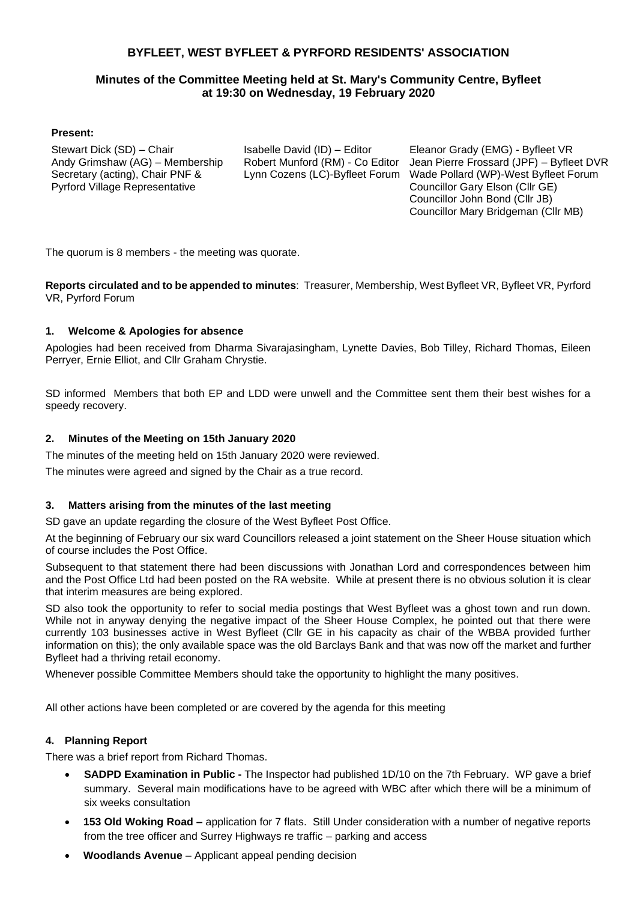# BYFLEET, WEST BYFLEET & PYRFORD RESIDENTS' ASSOCIATION

## Minutes of the Committee Meeting held at St. Mary's Community Centre, Byfleet at 19:30 on Wednesday, 19 February 2020

**Present:**

Stewart Dick (SD) – Chair
Andy Grimshaw (AG) – Membership Secretary (acting), Chair PNF & Pyrford Village Representative

Isabelle David (ID) – Editor
Robert Munford (RM) - Co Editor
Lynn Cozens (LC)-Byfleet Forum

Eleanor Grady (EMG) - Byfleet VR
Jean Pierre Frossard (JPF) – Byfleet DVR
Wade Pollard (WP)-West Byfleet Forum
Councillor Gary Elson (Cllr GE)
Councillor John Bond (Cllr JB)
Councillor Mary Bridgeman (Cllr MB)

The quorum is 8 members - the meeting was quorate.

**Reports circulated and to be appended to minutes**: Treasurer, Membership, West Byfleet VR, Byfleet VR, Pyrford VR, Pyrford Forum

### 1. Welcome & Apologies for absence

Apologies had been received from Dharma Sivarajasingham, Lynette Davies, Bob Tilley, Richard Thomas, Eileen Perryer, Ernie Elliot, and Cllr Graham Chrystie.

SD informed Members that both EP and LDD were unwell and the Committee sent them their best wishes for a speedy recovery.

### 2. Minutes of the Meeting on 15th January 2020

The minutes of the meeting held on 15th January 2020 were reviewed.

The minutes were agreed and signed by the Chair as a true record.

### 3. Matters arising from the minutes of the last meeting

SD gave an update regarding the closure of the West Byfleet Post Office.

At the beginning of February our six ward Councillors released a joint statement on the Sheer House situation which of course includes the Post Office.

Subsequent to that statement there had been discussions with Jonathan Lord and correspondences between him and the Post Office Ltd had been posted on the RA website. While at present there is no obvious solution it is clear that interim measures are being explored.

SD also took the opportunity to refer to social media postings that West Byfleet was a ghost town and run down. While not in anyway denying the negative impact of the Sheer House Complex, he pointed out that there were currently 103 businesses active in West Byfleet (Cllr GE in his capacity as chair of the WBBA provided further information on this); the only available space was the old Barclays Bank and that was now off the market and further Byfleet had a thriving retail economy.

Whenever possible Committee Members should take the opportunity to highlight the many positives.

All other actions have been completed or are covered by the agenda for this meeting

### 4. Planning Report

There was a brief report from Richard Thomas.

- **SADPD Examination in Public -** The Inspector had published 1D/10 on the 7th February. WP gave a brief summary. Several main modifications have to be agreed with WBC after which there will be a minimum of six weeks consultation
- **153 Old Woking Road –** application for 7 flats. Still Under consideration with a number of negative reports from the tree officer and Surrey Highways re traffic – parking and access
- **Woodlands Avenue** – Applicant appeal pending decision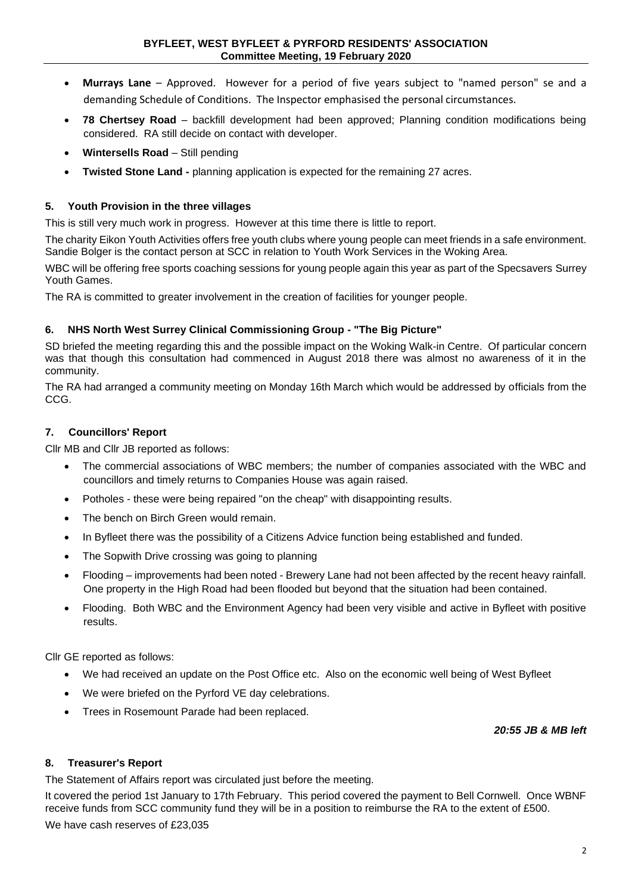- **Murrays Lane** – Approved. However for a period of five years subject to "named person" se and a demanding Schedule of Conditions. The Inspector emphasised the personal circumstances.
- **78 Chertsey Road** – backfill development had been approved; Planning condition modifications being considered. RA still decide on contact with developer.
- **Wintersells Road** – Still pending
- **Twisted Stone Land -** planning application is expected for the remaining 27 acres.

### 5. Youth Provision in the three villages

This is still very much work in progress. However at this time there is little to report.

The charity Eikon Youth Activities offers free youth clubs where young people can meet friends in a safe environment. Sandie Bolger is the contact person at SCC in relation to Youth Work Services in the Woking Area.

WBC will be offering free sports coaching sessions for young people again this year as part of the Specsavers Surrey Youth Games.

The RA is committed to greater involvement in the creation of facilities for younger people.

### 6. NHS North West Surrey Clinical Commissioning Group - "The Big Picture"

SD briefed the meeting regarding this and the possible impact on the Woking Walk-in Centre. Of particular concern was that though this consultation had commenced in August 2018 there was almost no awareness of it in the community.

The RA had arranged a community meeting on Monday 16th March which would be addressed by officials from the CCG.

### 7. Councillors' Report

Cllr MB and Cllr JB reported as follows:

- The commercial associations of WBC members; the number of companies associated with the WBC and councillors and timely returns to Companies House was again raised.
- Potholes - these were being repaired "on the cheap" with disappointing results.
- The bench on Birch Green would remain.
- In Byfleet there was the possibility of a Citizens Advice function being established and funded.
- The Sopwith Drive crossing was going to planning
- Flooding – improvements had been noted - Brewery Lane had not been affected by the recent heavy rainfall. One property in the High Road had been flooded but beyond that the situation had been contained.
- Flooding. Both WBC and the Environment Agency had been very visible and active in Byfleet with positive results.

Cllr GE reported as follows:

- We had received an update on the Post Office etc. Also on the economic well being of West Byfleet
- We were briefed on the Pyrford VE day celebrations.
- Trees in Rosemount Parade had been replaced.

***20:55 JB & MB left***

### 8. Treasurer's Report

The Statement of Affairs report was circulated just before the meeting.

It covered the period 1st January to 17th February. This period covered the payment to Bell Cornwell. Once WBNF receive funds from SCC community fund they will be in a position to reimburse the RA to the extent of £500.

We have cash reserves of £23,035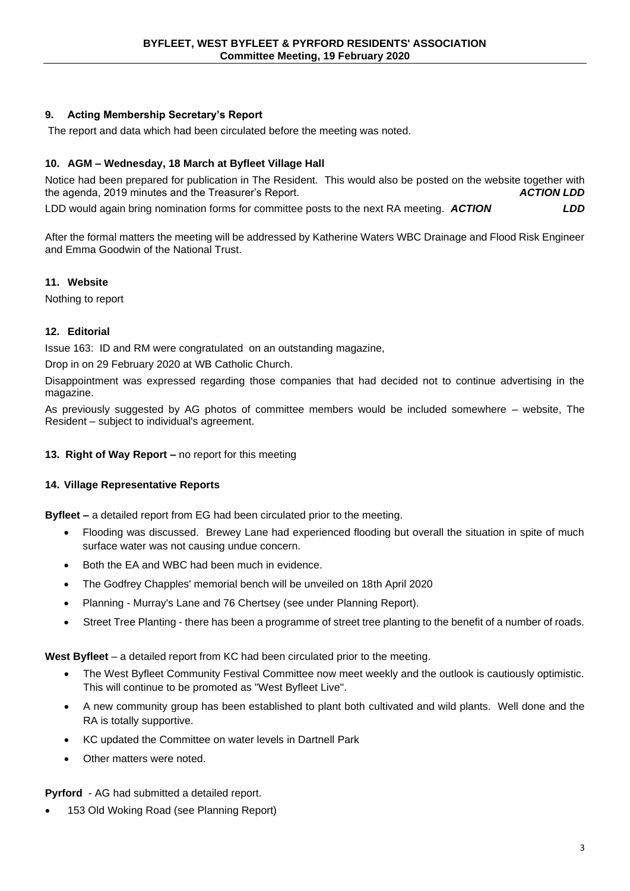### 9. Acting Membership Secretary's Report

The report and data which had been circulated before the meeting was noted.

### 10. AGM – Wednesday, 18 March at Byfleet Village Hall

Notice had been prepared for publication in The Resident. This would also be posted on the website together with the agenda, 2019 minutes and the Treasurer's Report. ***ACTION LDD***

LDD would again bring nomination forms for committee posts to the next RA meeting. ***ACTION LDD***

After the formal matters the meeting will be addressed by Katherine Waters WBC Drainage and Flood Risk Engineer and Emma Goodwin of the National Trust.

### 11. Website

Nothing to report

### 12. Editorial

Issue 163: ID and RM were congratulated on an outstanding magazine,

Drop in on 29 February 2020 at WB Catholic Church.

Disappointment was expressed regarding those companies that had decided not to continue advertising in the magazine.

As previously suggested by AG photos of committee members would be included somewhere – website, The Resident – subject to individual's agreement.

### 13. Right of Way Report – no report for this meeting

### 14. Village Representative Reports

**Byfleet –** a detailed report from EG had been circulated prior to the meeting.

- Flooding was discussed. Brewey Lane had experienced flooding but overall the situation in spite of much surface water was not causing undue concern.
- Both the EA and WBC had been much in evidence.
- The Godfrey Chapples' memorial bench will be unveiled on 18th April 2020
- Planning - Murray's Lane and 76 Chertsey (see under Planning Report).
- Street Tree Planting - there has been a programme of street tree planting to the benefit of a number of roads.

**West Byfleet** – a detailed report from KC had been circulated prior to the meeting.

- The West Byfleet Community Festival Committee now meet weekly and the outlook is cautiously optimistic. This will continue to be promoted as "West Byfleet Live".
- A new community group has been established to plant both cultivated and wild plants. Well done and the RA is totally supportive.
- KC updated the Committee on water levels in Dartnell Park
- Other matters were noted.

**Pyrford** - AG had submitted a detailed report.

- 153 Old Woking Road (see Planning Report)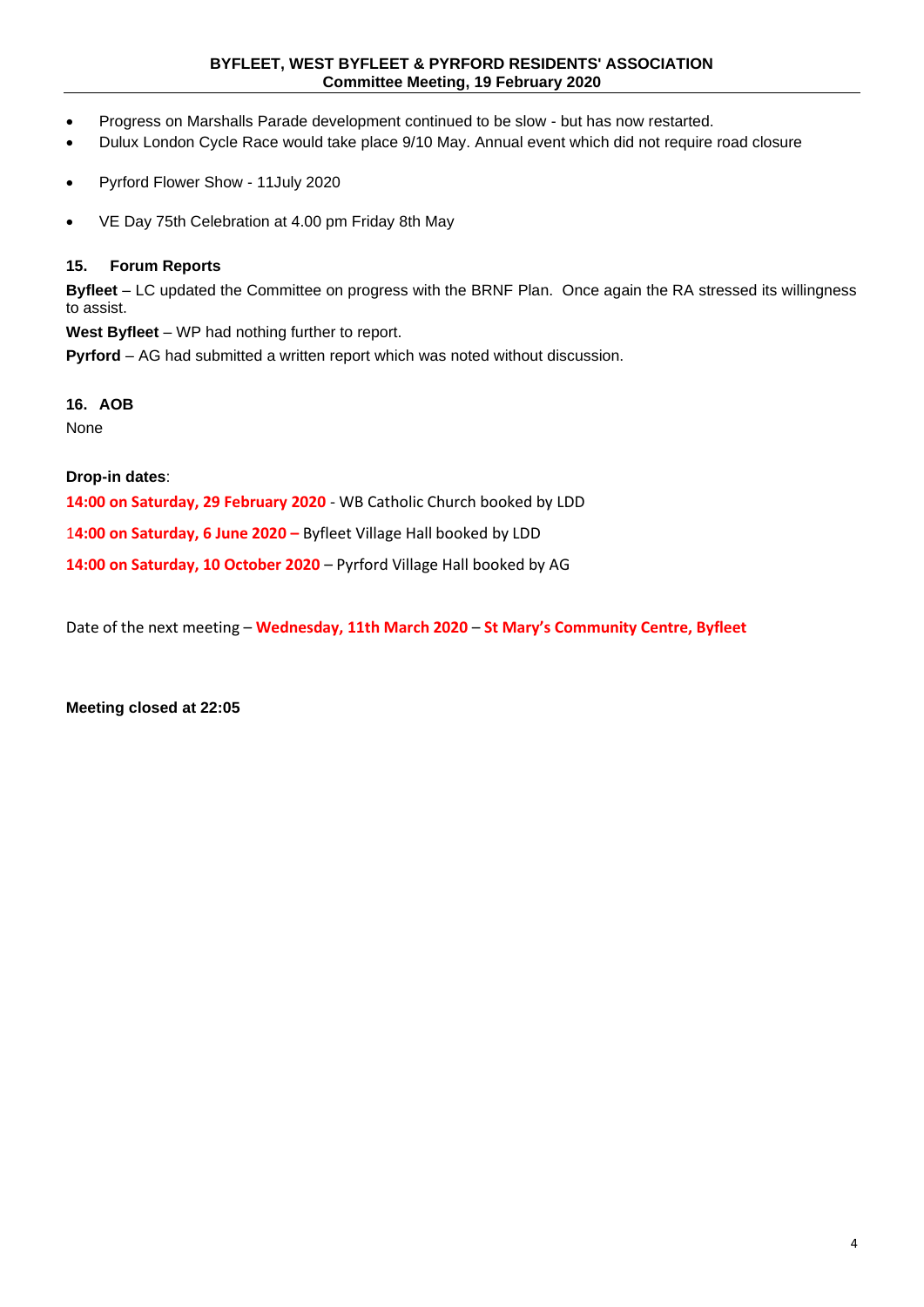- Progress on Marshalls Parade development continued to be slow - but has now restarted.
- Dulux London Cycle Race would take place 9/10 May. Annual event which did not require road closure
- Pyrford Flower Show - 11July 2020
- VE Day 75th Celebration at 4.00 pm Friday 8th May

### 15. Forum Reports

**Byfleet** – LC updated the Committee on progress with the BRNF Plan. Once again the RA stressed its willingness to assist.

**West Byfleet** – WP had nothing further to report.

**Pyrford** – AG had submitted a written report which was noted without discussion.

### 16. AOB

None

**Drop-in dates**:

**14:00 on Saturday, 29 February 2020** - WB Catholic Church booked by LDD

**14:00 on Saturday, 6 June 2020 –** Byfleet Village Hall booked by LDD

**14:00 on Saturday, 10 October 2020** – Pyrford Village Hall booked by AG

Date of the next meeting – **Wednesday, 11th March 2020** – **St Mary's Community Centre, Byfleet**

**Meeting closed at 22:05**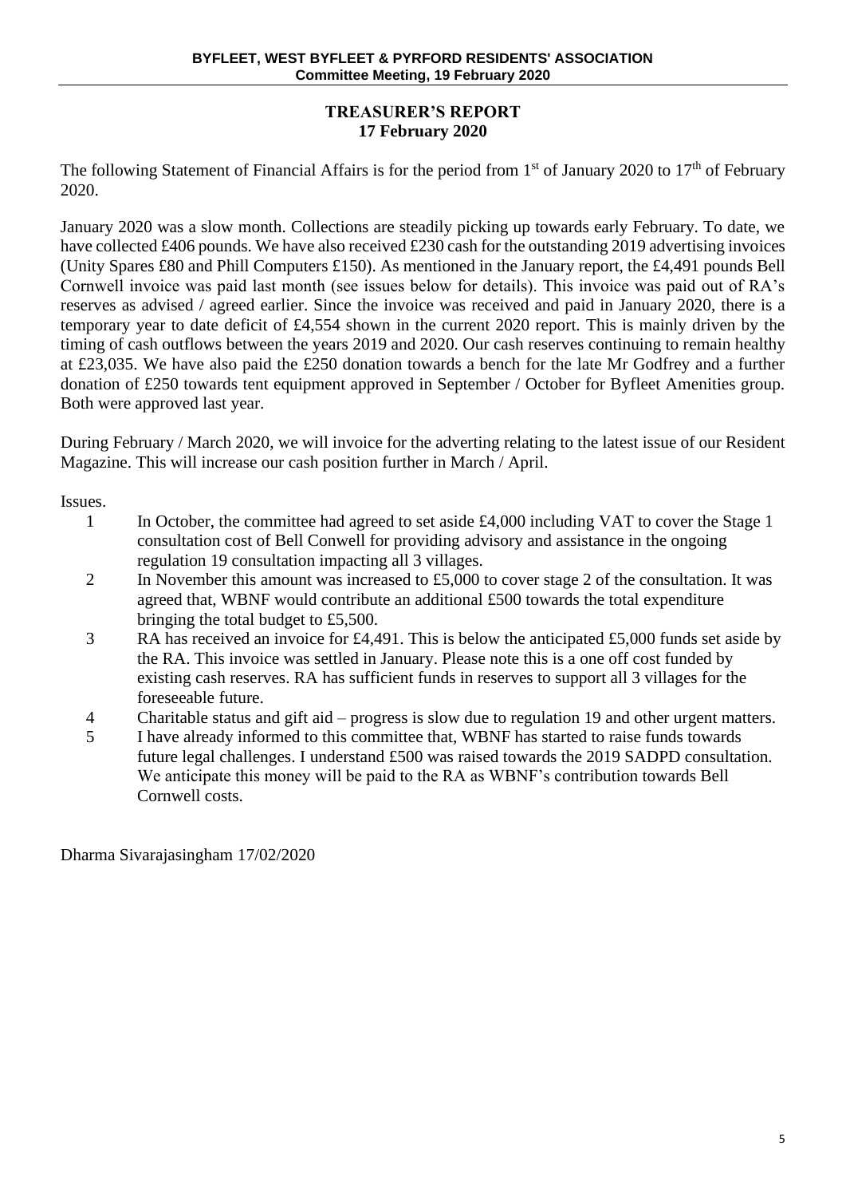**TREASURER'S REPORT**
**17 February 2020**

The following Statement of Financial Affairs is for the period from 1st of January 2020 to 17th of February 2020.

January 2020 was a slow month. Collections are steadily picking up towards early February. To date, we have collected £406 pounds. We have also received £230 cash for the outstanding 2019 advertising invoices (Unity Spares £80 and Phill Computers £150). As mentioned in the January report, the £4,491 pounds Bell Cornwell invoice was paid last month (see issues below for details). This invoice was paid out of RA's reserves as advised / agreed earlier. Since the invoice was received and paid in January 2020, there is a temporary year to date deficit of £4,554 shown in the current 2020 report. This is mainly driven by the timing of cash outflows between the years 2019 and 2020. Our cash reserves continuing to remain healthy at £23,035. We have also paid the £250 donation towards a bench for the late Mr Godfrey and a further donation of £250 towards tent equipment approved in September / October for Byfleet Amenities group. Both were approved last year.

During February / March 2020, we will invoice for the adverting relating to the latest issue of our Resident Magazine. This will increase our cash position further in March / April.

Issues.

1. In October, the committee had agreed to set aside £4,000 including VAT to cover the Stage 1 consultation cost of Bell Conwell for providing advisory and assistance in the ongoing regulation 19 consultation impacting all 3 villages.
2. In November this amount was increased to £5,000 to cover stage 2 of the consultation. It was agreed that, WBNF would contribute an additional £500 towards the total expenditure bringing the total budget to £5,500.
3. RA has received an invoice for £4,491. This is below the anticipated £5,000 funds set aside by the RA. This invoice was settled in January. Please note this is a one off cost funded by existing cash reserves. RA has sufficient funds in reserves to support all 3 villages for the foreseeable future.
4. Charitable status and gift aid – progress is slow due to regulation 19 and other urgent matters.
5. I have already informed to this committee that, WBNF has started to raise funds towards future legal challenges. I understand £500 was raised towards the 2019 SADPD consultation. We anticipate this money will be paid to the RA as WBNF's contribution towards Bell Cornwell costs.

Dharma Sivarajasingham 17/02/2020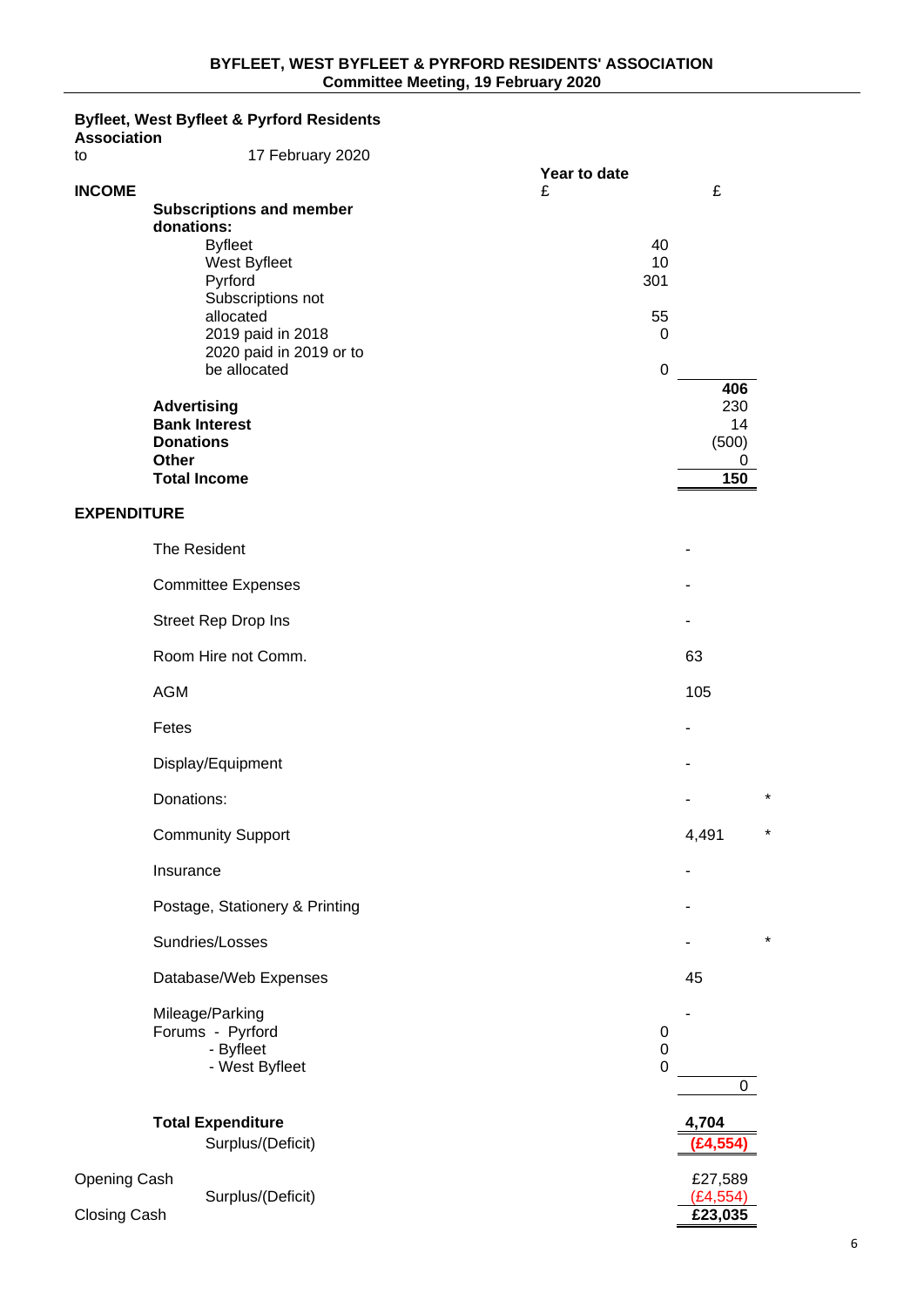**Byfleet, West Byfleet & Pyrford Residents Association**

to 17 February 2020

| | | Year to date £ | £ | |
|---|---|---|---|---|
| **INCOME** | | | | |
| | **Subscriptions and member donations:** | | | |
| | Byfleet | 40 | | |
| | West Byfleet | 10 | | |
| | Pyrford | 301 | | |
| | Subscriptions not allocated | 55 | | |
| | 2019 paid in 2018 | 0 | | |
| | 2020 paid in 2019 or to be allocated | 0 | | |
| | | | **406** | |
| | **Advertising** | | 230 | |
| | **Bank Interest** | | 14 | |
| | **Donations** | | (500) | |
| | **Other** | | 0 | |
| | **Total Income** | | **150** | |
| **EXPENDITURE** | | | | |
| | The Resident | | - | |
| | Committee Expenses | | - | |
| | Street Rep Drop Ins | | - | |
| | Room Hire not Comm. | | 63 | |
| | AGM | | 105 | |
| | Fetes | | - | |
| | Display/Equipment | | - | |
| | Donations: | | - | * |
| | Community Support | | 4,491 | * |
| | Insurance | | - | |
| | Postage, Stationery & Printing | | - | |
| | Sundries/Losses | | - | * |
| | Database/Web Expenses | | 45 | |
| | Mileage/Parking | | - | |
| | Forums - Pyrford | 0 | | |
| | - Byfleet | 0 | | |
| | - West Byfleet | 0 | | |
| | | | 0 | |
| | **Total Expenditure** | | **4,704** | |
| | Surplus/(Deficit) | | **(£4,554)** | |
| Opening Cash | | | £27,589 | |
| | Surplus/(Deficit) | | (£4,554) | |
| Closing Cash | | | **£23,035** | |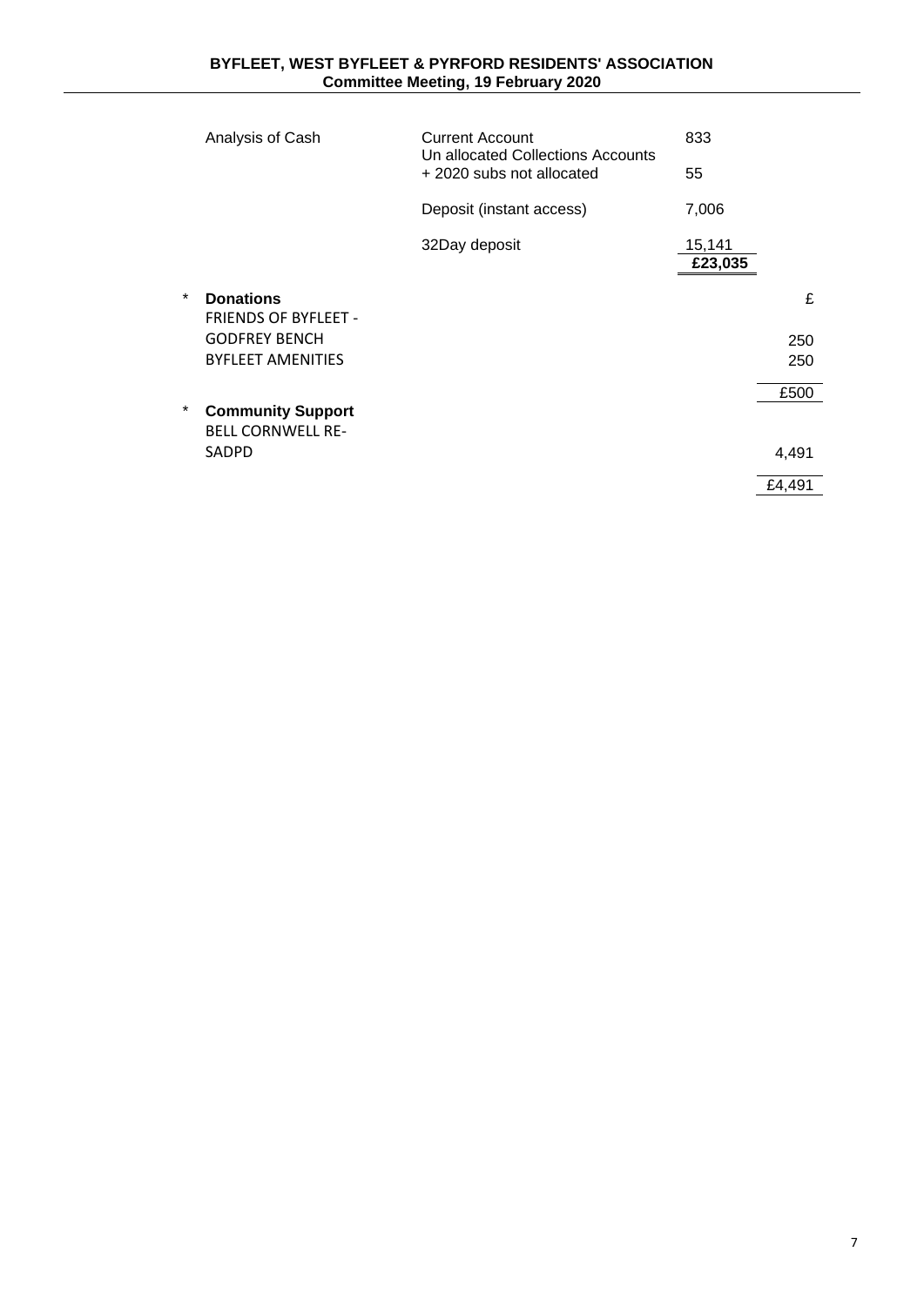| Analysis of Cash | Current Account | 833 |
|---|---|---|
| | Un allocated Collections Accounts + 2020 subs not allocated | 55 |
| | Deposit (instant access) | 7,006 |
| | 32Day deposit | 15,141 |
| | | **£23,035** |

\* **Donations**

| | £ |
|---|---|
| FRIENDS OF BYFLEET - GODFREY BENCH | 250 |
| BYFLEET AMENITIES | 250 |
| | £500 |

\* **Community Support**

| | |
|---|---|
| BELL CORNWELL RE-SADPD | 4,491 |
| | £4,491 |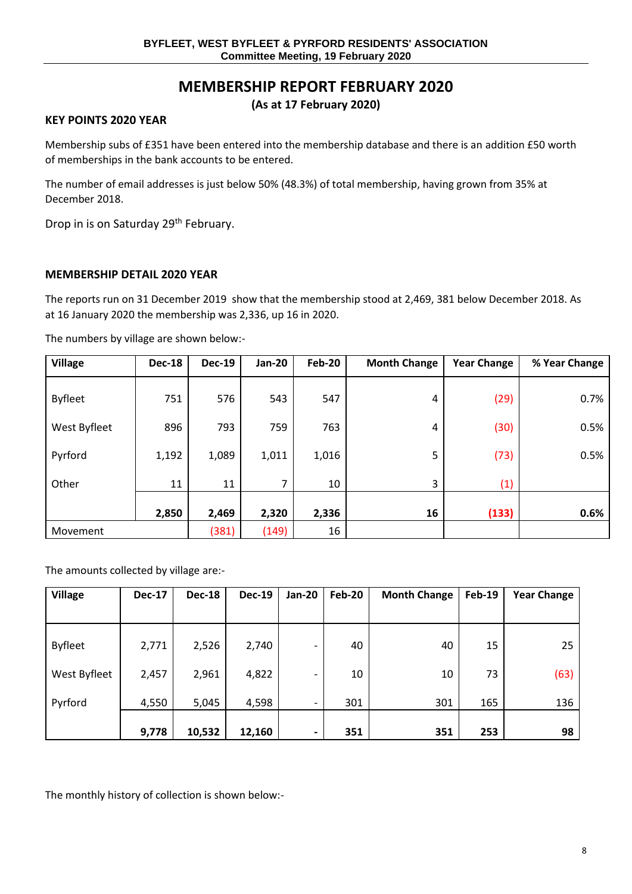# MEMBERSHIP REPORT FEBRUARY 2020

**(As at 17 February 2020)**

### KEY POINTS 2020 YEAR

Membership subs of £351 have been entered into the membership database and there is an addition £50 worth of memberships in the bank accounts to be entered.

The number of email addresses is just below 50% (48.3%) of total membership, having grown from 35% at December 2018.

Drop in is on Saturday 29th February.

### MEMBERSHIP DETAIL 2020 YEAR

The reports run on 31 December 2019 show that the membership stood at 2,469, 381 below December 2018. As at 16 January 2020 the membership was 2,336, up 16 in 2020.

The numbers by village are shown below:-

| Village | Dec-18 | Dec-19 | Jan-20 | Feb-20 | Month Change | Year Change | % Year Change |
|---|---|---|---|---|---|---|---|
| Byfleet | 751 | 576 | 543 | 547 | 4 | (29) | 0.7% |
| West Byfleet | 896 | 793 | 759 | 763 | 4 | (30) | 0.5% |
| Pyrford | 1,192 | 1,089 | 1,011 | 1,016 | 5 | (73) | 0.5% |
| Other | 11 | 11 | 7 | 10 | 3 | (1) | |
| | **2,850** | **2,469** | **2,320** | **2,336** | **16** | **(133)** | **0.6%** |
| Movement | | (381) | (149) | 16 | | | |

The amounts collected by village are:-

| Village | Dec-17 | Dec-18 | Dec-19 | Jan-20 | Feb-20 | Month Change | Feb-19 | Year Change |
|---|---|---|---|---|---|---|---|---|
| Byfleet | 2,771 | 2,526 | 2,740 | - | 40 | 40 | 15 | 25 |
| West Byfleet | 2,457 | 2,961 | 4,822 | - | 10 | 10 | 73 | (63) |
| Pyrford | 4,550 | 5,045 | 4,598 | - | 301 | 301 | 165 | 136 |
| | **9,778** | **10,532** | **12,160** | **-** | **351** | **351** | **253** | **98** |

The monthly history of collection is shown below:-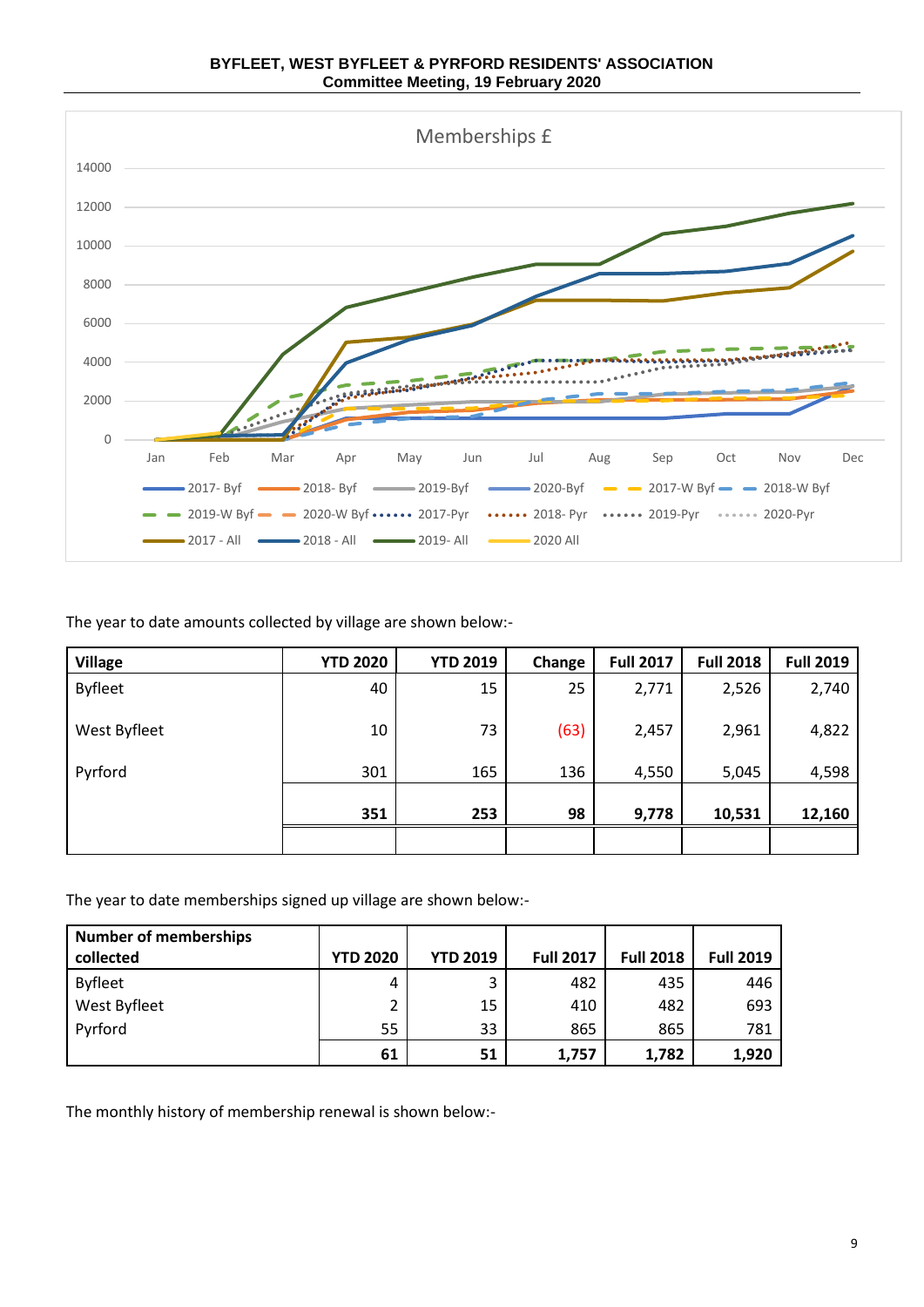BYFLEET, WEST BYFLEET & PYRFORD RESIDENTS' ASSOCIATION
Committee Meeting, 19 February 2020

Memberships £

The year to date amounts collected by village are shown below:-

| Village | YTD 2020 | YTD 2019 | Change | Full 2017 | Full 2018 | Full 2019 |
|---|---|---|---|---|---|---|
| Byfleet | 40 | 15 | 25 | 2,771 | 2,526 | 2,740 |
| West Byfleet | 10 | 73 | (63) | 2,457 | 2,961 | 4,822 |
| Pyrford | 301 | 165 | 136 | 4,550 | 5,045 | 4,598 |
| | **351** | **253** | **98** | **9,778** | **10,531** | **12,160** |

The year to date memberships signed up village are shown below:-

| Number of memberships collected | YTD 2020 | YTD 2019 | Full 2017 | Full 2018 | Full 2019 |
|---|---|---|---|---|---|
| Byfleet | 4 | 3 | 482 | 435 | 446 |
| West Byfleet | 2 | 15 | 410 | 482 | 693 |
| Pyrford | 55 | 33 | 865 | 865 | 781 |
| | **61** | **51** | **1,757** | **1,782** | **1,920** |

The monthly history of membership renewal is shown below:-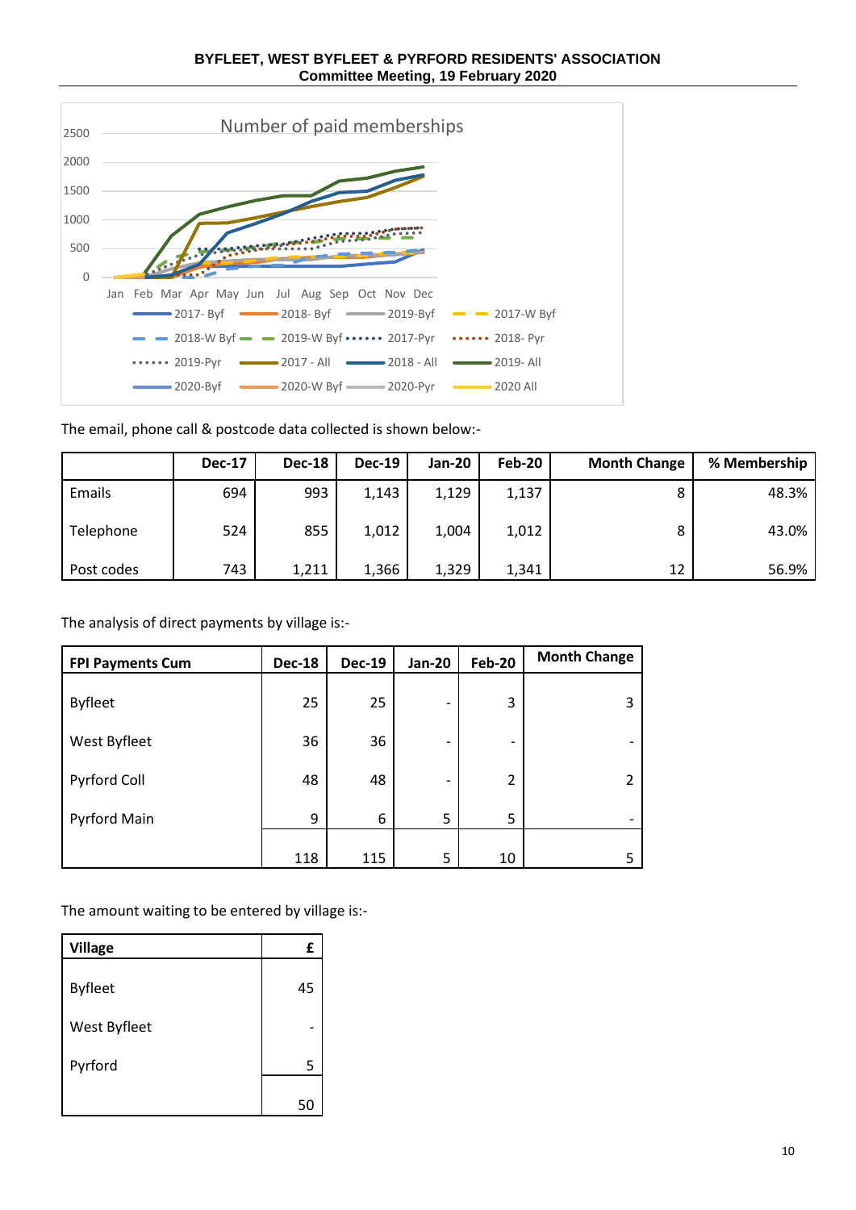**BYFLEET, WEST BYFLEET & PYRFORD RESIDENTS' ASSOCIATION**
**Committee Meeting, 19 February 2020**

Number of paid memberships

The email, phone call & postcode data collected is shown below:-

| | Dec-17 | Dec-18 | Dec-19 | Jan-20 | Feb-20 | Month Change | % Membership |
|---|---|---|---|---|---|---|---|
| Emails | 694 | 993 | 1,143 | 1,129 | 1,137 | 8 | 48.3% |
| Telephone | 524 | 855 | 1,012 | 1,004 | 1,012 | 8 | 43.0% |
| Post codes | 743 | 1,211 | 1,366 | 1,329 | 1,341 | 12 | 56.9% |

The analysis of direct payments by village is:-

| FPI Payments Cum | Dec-18 | Dec-19 | Jan-20 | Feb-20 | Month Change |
|---|---|---|---|---|---|
| Byfleet | 25 | 25 | - | 3 | 3 |
| West Byfleet | 36 | 36 | - | - | - |
| Pyrford Coll | 48 | 48 | - | 2 | 2 |
| Pyrford Main | 9 | 6 | 5 | 5 | - |
| | 118 | 115 | 5 | 10 | 5 |

The amount waiting to be entered by village is:-

| Village | £ |
|---|---|
| Byfleet | 45 |
| West Byfleet | - |
| Pyrford | 5 |
| | 50 |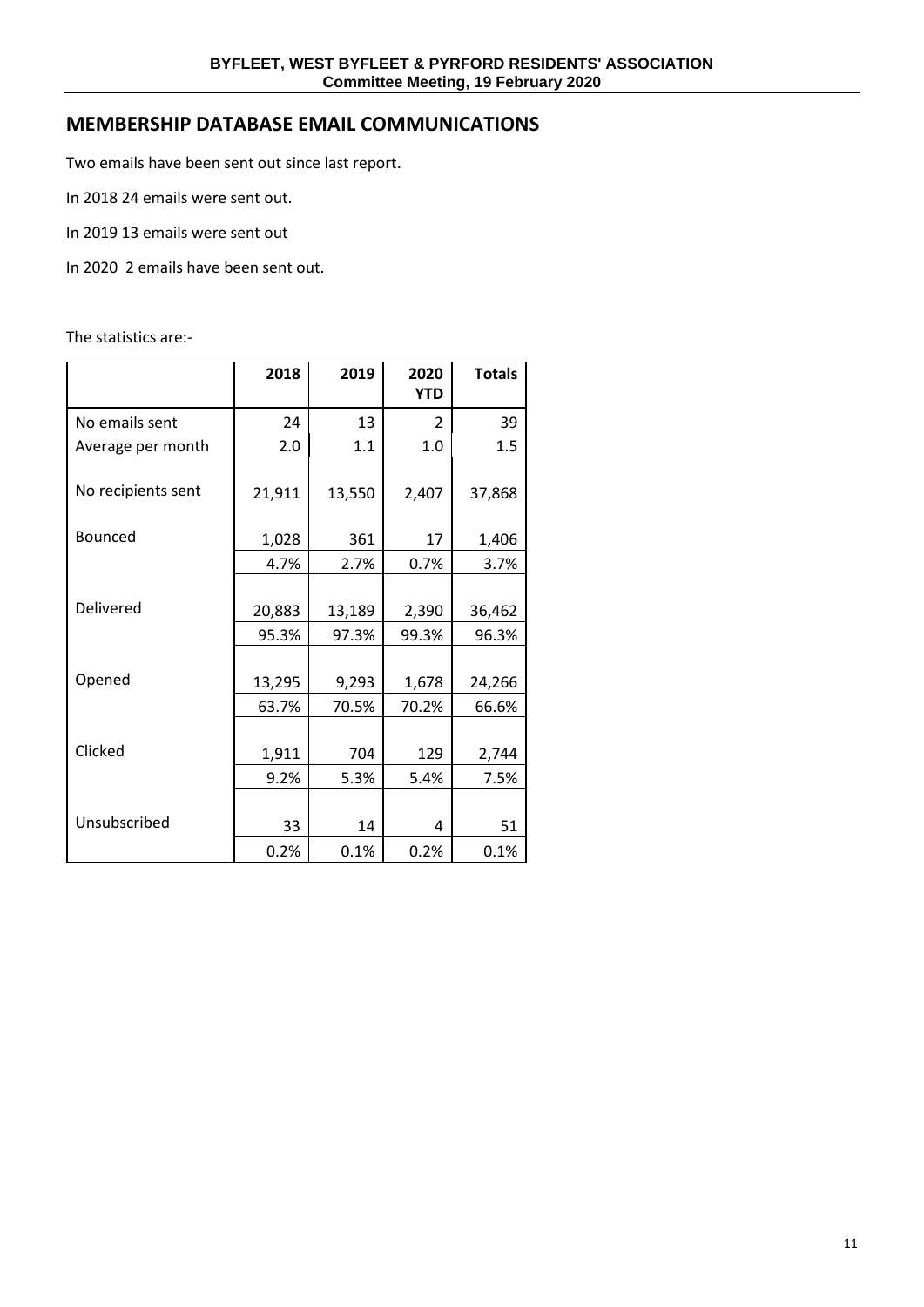## MEMBERSHIP DATABASE EMAIL COMMUNICATIONS

Two emails have been sent out since last report.

In 2018 24 emails were sent out.

In 2019 13 emails were sent out

In 2020 2 emails have been sent out.

The statistics are:-

| | 2018 | 2019 | 2020 YTD | Totals |
|---|---|---|---|---|
| No emails sent | 24 | 13 | 2 | 39 |
| Average per month | 2.0 | 1.1 | 1.0 | 1.5 |
| No recipients sent | 21,911 | 13,550 | 2,407 | 37,868 |
| Bounced | 1,028 | 361 | 17 | 1,406 |
| | 4.7% | 2.7% | 0.7% | 3.7% |
| Delivered | 20,883 | 13,189 | 2,390 | 36,462 |
| | 95.3% | 97.3% | 99.3% | 96.3% |
| Opened | 13,295 | 9,293 | 1,678 | 24,266 |
| | 63.7% | 70.5% | 70.2% | 66.6% |
| Clicked | 1,911 | 704 | 129 | 2,744 |
| | 9.2% | 5.3% | 5.4% | 7.5% |
| Unsubscribed | 33 | 14 | 4 | 51 |
| | 0.2% | 0.1% | 0.2% | 0.1% |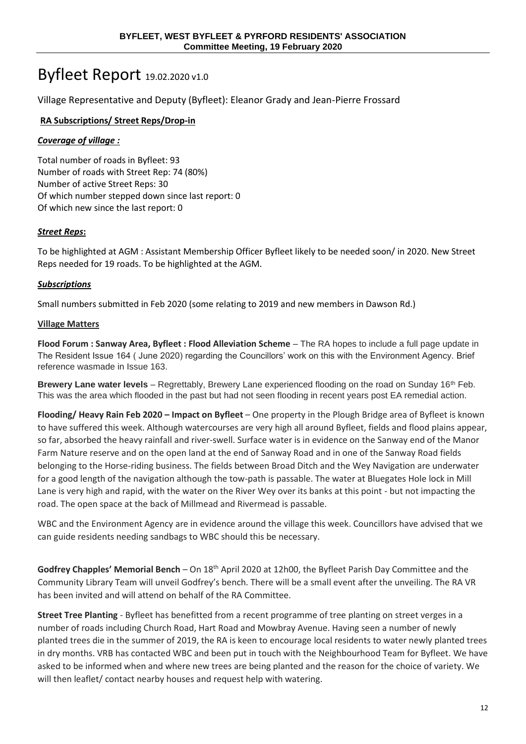# Byfleet Report 19.02.2020 v1.0

Village Representative and Deputy (Byfleet): Eleanor Grady and Jean-Pierre Frossard

**RA Subscriptions/ Street Reps/Drop-in**

***Coverage of village :***

Total number of roads in Byfleet: 93
Number of roads with Street Rep: 74 (80%)
Number of active Street Reps: 30
Of which number stepped down since last report: 0
Of which new since the last report: 0

***Street Reps*:**

To be highlighted at AGM : Assistant Membership Officer Byfleet likely to be needed soon/ in 2020. New Street Reps needed for 19 roads. To be highlighted at the AGM.

***Subscriptions***

Small numbers submitted in Feb 2020 (some relating to 2019 and new members in Dawson Rd.)

**Village Matters**

**Flood Forum : Sanway Area, Byfleet : Flood Alleviation Scheme** – The RA hopes to include a full page update in The Resident Issue 164 ( June 2020) regarding the Councillors' work on this with the Environment Agency. Brief reference wasmade in Issue 163.

**Brewery Lane water levels** – Regrettably, Brewery Lane experienced flooding on the road on Sunday 16th Feb. This was the area which flooded in the past but had not seen flooding in recent years post EA remedial action.

**Flooding/ Heavy Rain Feb 2020 – Impact on Byfleet** – One property in the Plough Bridge area of Byfleet is known to have suffered this week. Although watercourses are very high all around Byfleet, fields and flood plains appear, so far, absorbed the heavy rainfall and river-swell. Surface water is in evidence on the Sanway end of the Manor Farm Nature reserve and on the open land at the end of Sanway Road and in one of the Sanway Road fields belonging to the Horse-riding business. The fields between Broad Ditch and the Wey Navigation are underwater for a good length of the navigation although the tow-path is passable. The water at Bluegates Hole lock in Mill Lane is very high and rapid, with the water on the River Wey over its banks at this point - but not impacting the road. The open space at the back of Millmead and Rivermead is passable.

WBC and the Environment Agency are in evidence around the village this week. Councillors have advised that we can guide residents needing sandbags to WBC should this be necessary.

**Godfrey Chapples' Memorial Bench** – On 18th April 2020 at 12h00, the Byfleet Parish Day Committee and the Community Library Team will unveil Godfrey's bench. There will be a small event after the unveiling. The RA VR has been invited and will attend on behalf of the RA Committee.

**Street Tree Planting** - Byfleet has benefitted from a recent programme of tree planting on street verges in a number of roads including Church Road, Hart Road and Mowbray Avenue. Having seen a number of newly planted trees die in the summer of 2019, the RA is keen to encourage local residents to water newly planted trees in dry months. VRB has contacted WBC and been put in touch with the Neighbourhood Team for Byfleet. We have asked to be informed when and where new trees are being planted and the reason for the choice of variety. We will then leaflet/ contact nearby houses and request help with watering.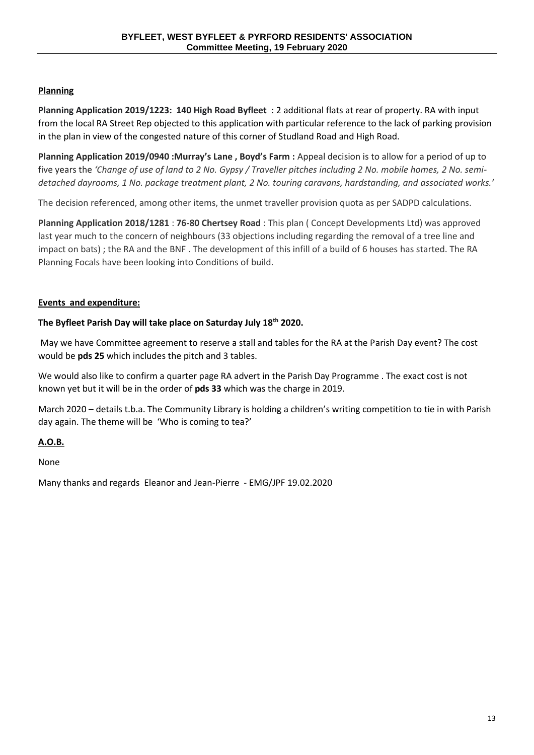**Planning**

**Planning Application 2019/1223: 140 High Road Byfleet** : 2 additional flats at rear of property. RA with input from the local RA Street Rep objected to this application with particular reference to the lack of parking provision in the plan in view of the congested nature of this corner of Studland Road and High Road.

**Planning Application 2019/0940 :Murray's Lane , Boyd's Farm :** Appeal decision is to allow for a period of up to five years the *'Change of use of land to 2 No. Gypsy / Traveller pitches including 2 No. mobile homes, 2 No. semi-detached dayrooms, 1 No. package treatment plant, 2 No. touring caravans, hardstanding, and associated works.'*

The decision referenced, among other items, the unmet traveller provision quota as per SADPD calculations.

**Planning Application 2018/1281** : **76-80 Chertsey Road** : This plan ( Concept Developments Ltd) was approved last year much to the concern of neighbours (33 objections including regarding the removal of a tree line and impact on bats) ; the RA and the BNF . The development of this infill of a build of 6 houses has started. The RA Planning Focals have been looking into Conditions of build.

**Events and expenditure:**

**The Byfleet Parish Day will take place on Saturday July 18th 2020.**

May we have Committee agreement to reserve a stall and tables for the RA at the Parish Day event? The cost would be **pds 25** which includes the pitch and 3 tables.

We would also like to confirm a quarter page RA advert in the Parish Day Programme . The exact cost is not known yet but it will be in the order of **pds 33** which was the charge in 2019.

March 2020 – details t.b.a. The Community Library is holding a children's writing competition to tie in with Parish day again. The theme will be 'Who is coming to tea?'

**A.O.B.**

None

Many thanks and regards Eleanor and Jean-Pierre - EMG/JPF 19.02.2020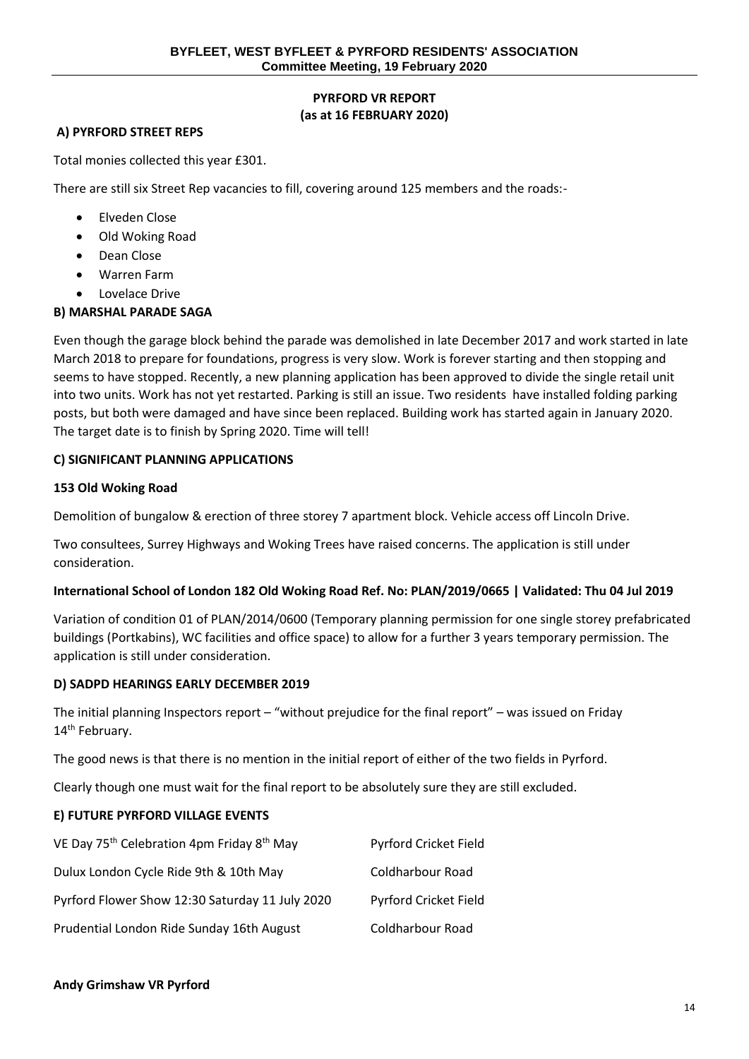**PYRFORD VR REPORT**
**(as at 16 FEBRUARY 2020)**

**A) PYRFORD STREET REPS**

Total monies collected this year £301.

There are still six Street Rep vacancies to fill, covering around 125 members and the roads:-

- Elveden Close
- Old Woking Road
- Dean Close
- Warren Farm
- Lovelace Drive

**B) MARSHAL PARADE SAGA**

Even though the garage block behind the parade was demolished in late December 2017 and work started in late March 2018 to prepare for foundations, progress is very slow. Work is forever starting and then stopping and seems to have stopped. Recently, a new planning application has been approved to divide the single retail unit into two units. Work has not yet restarted. Parking is still an issue. Two residents have installed folding parking posts, but both were damaged and have since been replaced. Building work has started again in January 2020. The target date is to finish by Spring 2020. Time will tell!

**C) SIGNIFICANT PLANNING APPLICATIONS**

**153 Old Woking Road**

Demolition of bungalow & erection of three storey 7 apartment block. Vehicle access off Lincoln Drive.

Two consultees, Surrey Highways and Woking Trees have raised concerns. The application is still under consideration.

**International School of London 182 Old Woking Road Ref. No: PLAN/2019/0665 | Validated: Thu 04 Jul 2019**

Variation of condition 01 of PLAN/2014/0600 (Temporary planning permission for one single storey prefabricated buildings (Portkabins), WC facilities and office space) to allow for a further 3 years temporary permission. The application is still under consideration.

**D) SADPD HEARINGS EARLY DECEMBER 2019**

The initial planning Inspectors report – "without prejudice for the final report" – was issued on Friday 14th February.

The good news is that there is no mention in the initial report of either of the two fields in Pyrford.

Clearly though one must wait for the final report to be absolutely sure they are still excluded.

**E) FUTURE PYRFORD VILLAGE EVENTS**

| | |
|---|---|
| VE Day 75th Celebration 4pm Friday 8th May | Pyrford Cricket Field |
| Dulux London Cycle Ride 9th & 10th May | Coldharbour Road |
| Pyrford Flower Show 12:30 Saturday 11 July 2020 | Pyrford Cricket Field |
| Prudential London Ride Sunday 16th August | Coldharbour Road |

**Andy Grimshaw VR Pyrford**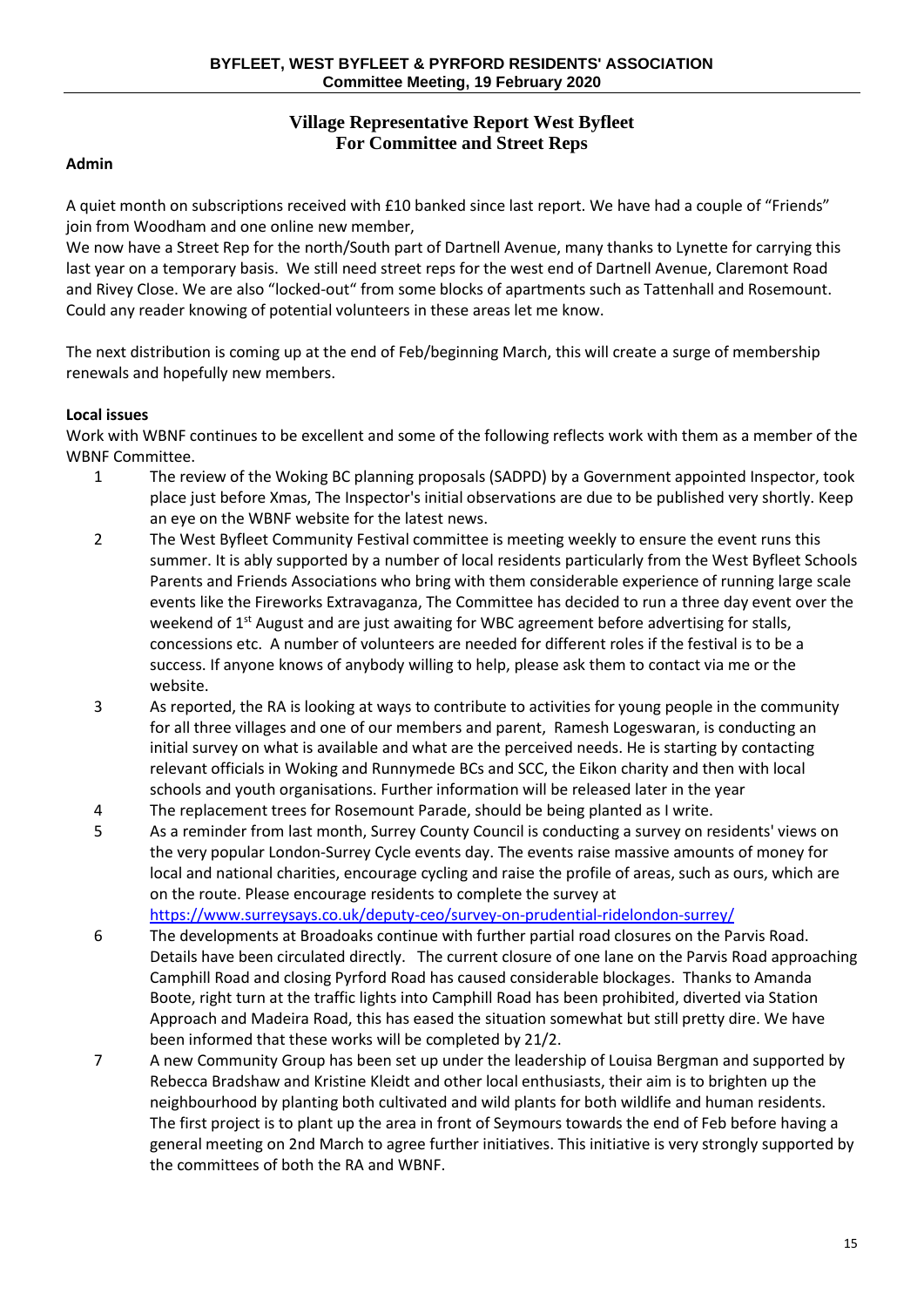**BYFLEET, WEST BYFLEET & PYRFORD RESIDENTS' ASSOCIATION**
**Committee Meeting, 19 February 2020**

## Village Representative Report West Byfleet
## For Committee and Street Reps

**Admin**

A quiet month on subscriptions received with £10 banked since last report. We have had a couple of "Friends" join from Woodham and one online new member,

We now have a Street Rep for the north/South part of Dartnell Avenue, many thanks to Lynette for carrying this last year on a temporary basis. We still need street reps for the west end of Dartnell Avenue, Claremont Road and Rivey Close. We are also "locked-out" from some blocks of apartments such as Tattenhall and Rosemount. Could any reader knowing of potential volunteers in these areas let me know.

The next distribution is coming up at the end of Feb/beginning March, this will create a surge of membership renewals and hopefully new members.

**Local issues**

Work with WBNF continues to be excellent and some of the following reflects work with them as a member of the WBNF Committee.

1. The review of the Woking BC planning proposals (SADPD) by a Government appointed Inspector, took place just before Xmas, The Inspector's initial observations are due to be published very shortly. Keep an eye on the WBNF website for the latest news.
2. The West Byfleet Community Festival committee is meeting weekly to ensure the event runs this summer. It is ably supported by a number of local residents particularly from the West Byfleet Schools Parents and Friends Associations who bring with them considerable experience of running large scale events like the Fireworks Extravaganza, The Committee has decided to run a three day event over the weekend of 1st August and are just awaiting for WBC agreement before advertising for stalls, concessions etc. A number of volunteers are needed for different roles if the festival is to be a success. If anyone knows of anybody willing to help, please ask them to contact via me or the website.
3. As reported, the RA is looking at ways to contribute to activities for young people in the community for all three villages and one of our members and parent, Ramesh Logeswaran, is conducting an initial survey on what is available and what are the perceived needs. He is starting by contacting relevant officials in Woking and Runnymede BCs and SCC, the Eikon charity and then with local schools and youth organisations. Further information will be released later in the year
4. The replacement trees for Rosemount Parade, should be being planted as I write.
5. As a reminder from last month, Surrey County Council is conducting a survey on residents' views on the very popular London-Surrey Cycle events day. The events raise massive amounts of money for local and national charities, encourage cycling and raise the profile of areas, such as ours, which are on the route. Please encourage residents to complete the survey at https://www.surreysays.co.uk/deputy-ceo/survey-on-prudential-ridelondon-surrey/
6. The developments at Broadoaks continue with further partial road closures on the Parvis Road. Details have been circulated directly. The current closure of one lane on the Parvis Road approaching Camphill Road and closing Pyrford Road has caused considerable blockages. Thanks to Amanda Boote, right turn at the traffic lights into Camphill Road has been prohibited, diverted via Station Approach and Madeira Road, this has eased the situation somewhat but still pretty dire. We have been informed that these works will be completed by 21/2.
7. A new Community Group has been set up under the leadership of Louisa Bergman and supported by Rebecca Bradshaw and Kristine Kleidt and other local enthusiasts, their aim is to brighten up the neighbourhood by planting both cultivated and wild plants for both wildlife and human residents. The first project is to plant up the area in front of Seymours towards the end of Feb before having a general meeting on 2nd March to agree further initiatives. This initiative is very strongly supported by the committees of both the RA and WBNF.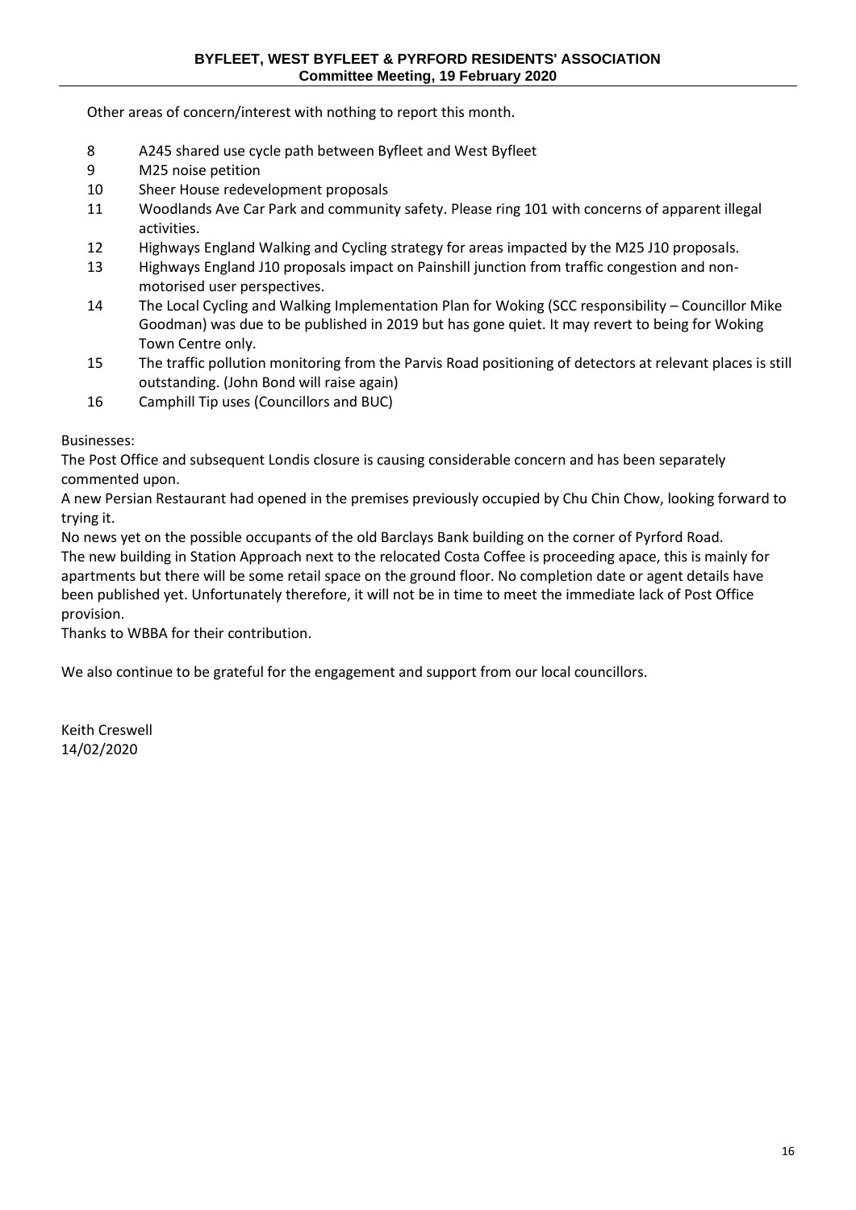Other areas of concern/interest with nothing to report this month.

8 A245 shared use cycle path between Byfleet and West Byfleet
9 M25 noise petition
10 Sheer House redevelopment proposals
11 Woodlands Ave Car Park and community safety. Please ring 101 with concerns of apparent illegal activities.
12 Highways England Walking and Cycling strategy for areas impacted by the M25 J10 proposals.
13 Highways England J10 proposals impact on Painshill junction from traffic congestion and non-motorised user perspectives.
14 The Local Cycling and Walking Implementation Plan for Woking (SCC responsibility – Councillor Mike Goodman) was due to be published in 2019 but has gone quiet. It may revert to being for Woking Town Centre only.
15 The traffic pollution monitoring from the Parvis Road positioning of detectors at relevant places is still outstanding. (John Bond will raise again)
16 Camphill Tip uses (Councillors and BUC)

Businesses:
The Post Office and subsequent Londis closure is causing considerable concern and has been separately commented upon.
A new Persian Restaurant had opened in the premises previously occupied by Chu Chin Chow, looking forward to trying it.
No news yet on the possible occupants of the old Barclays Bank building on the corner of Pyrford Road.
The new building in Station Approach next to the relocated Costa Coffee is proceeding apace, this is mainly for apartments but there will be some retail space on the ground floor. No completion date or agent details have been published yet. Unfortunately therefore, it will not be in time to meet the immediate lack of Post Office provision.
Thanks to WBBA for their contribution.

We also continue to be grateful for the engagement and support from our local councillors.

Keith Creswell
14/02/2020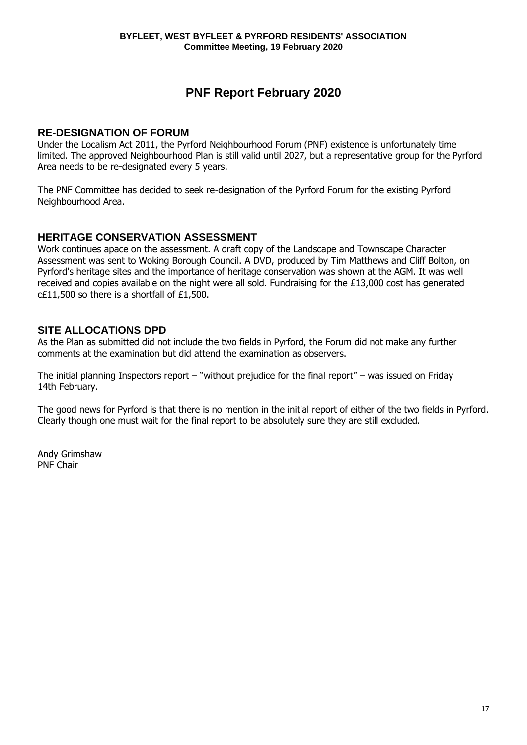# PNF Report February 2020

## RE-DESIGNATION OF FORUM

Under the Localism Act 2011, the Pyrford Neighbourhood Forum (PNF) existence is unfortunately time limited. The approved Neighbourhood Plan is still valid until 2027, but a representative group for the Pyrford Area needs to be re-designated every 5 years.

The PNF Committee has decided to seek re-designation of the Pyrford Forum for the existing Pyrford Neighbourhood Area.

## HERITAGE CONSERVATION ASSESSMENT

Work continues apace on the assessment. A draft copy of the Landscape and Townscape Character Assessment was sent to Woking Borough Council. A DVD, produced by Tim Matthews and Cliff Bolton, on Pyrford's heritage sites and the importance of heritage conservation was shown at the AGM. It was well received and copies available on the night were all sold. Fundraising for the £13,000 cost has generated c£11,500 so there is a shortfall of £1,500.

## SITE ALLOCATIONS DPD

As the Plan as submitted did not include the two fields in Pyrford, the Forum did not make any further comments at the examination but did attend the examination as observers.

The initial planning Inspectors report – "without prejudice for the final report" – was issued on Friday 14th February.

The good news for Pyrford is that there is no mention in the initial report of either of the two fields in Pyrford. Clearly though one must wait for the final report to be absolutely sure they are still excluded.

Andy Grimshaw
PNF Chair